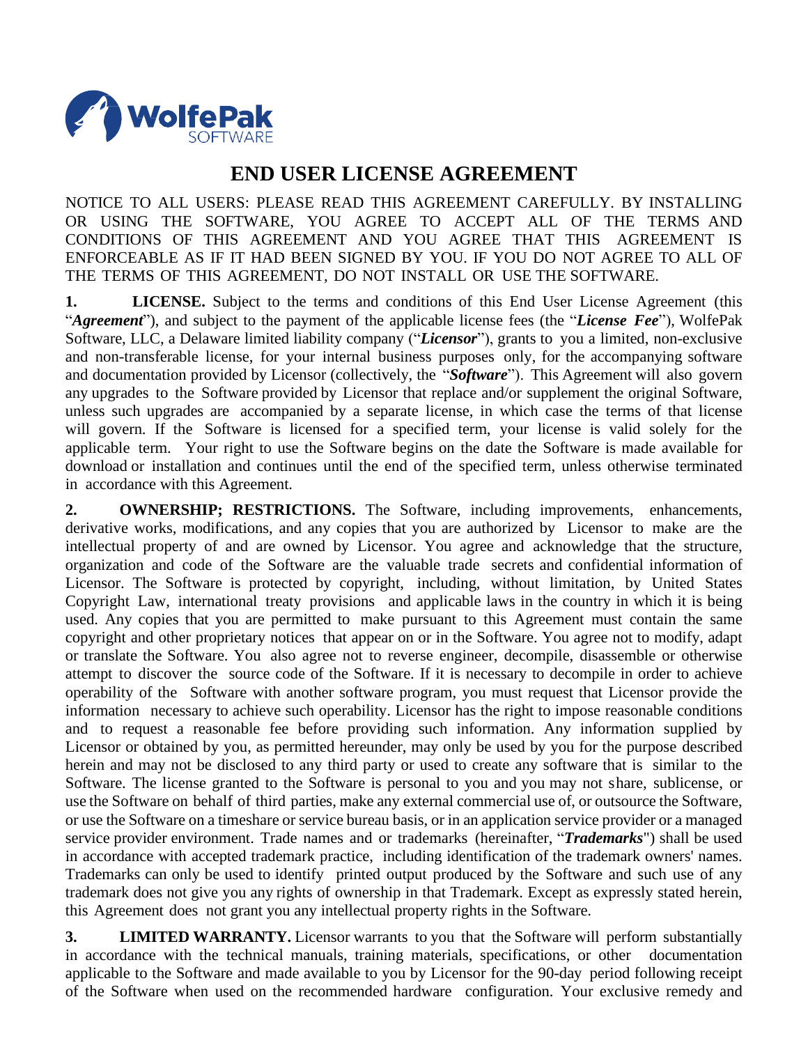WolfePak SOFTWARE

# END USER LICENSE AGREEMENT

NOTICE TO ALL USERS: PLEASE READ THIS AGREEMENT CAREFULLY. BY INSTALLING OR USING THE SOFTWARE, YOU AGREE TO ACCEPT ALL OF THE TERMS AND CONDITIONS OF THIS AGREEMENT AND YOU AGREE THAT THIS AGREEMENT IS ENFORCEABLE AS IF IT HAD BEEN SIGNED BY YOU. IF YOU DO NOT AGREE TO ALL OF THE TERMS OF THIS AGREEMENT, DO NOT INSTALL OR USE THE SOFTWARE.

**1. LICENSE.** Subject to the terms and conditions of this End User License Agreement (this "***Agreement***"), and subject to the payment of the applicable license fees (the "***License Fee***"), WolfePak Software, LLC, a Delaware limited liability company ("***Licensor***"), grants to you a limited, non-exclusive and non-transferable license, for your internal business purposes only, for the accompanying software and documentation provided by Licensor (collectively, the "***Software***"). This Agreement will also govern any upgrades to the Software provided by Licensor that replace and/or supplement the original Software, unless such upgrades are accompanied by a separate license, in which case the terms of that license will govern. If the Software is licensed for a specified term, your license is valid solely for the applicable term. Your right to use the Software begins on the date the Software is made available for download or installation and continues until the end of the specified term, unless otherwise terminated in accordance with this Agreement.

**2. OWNERSHIP; RESTRICTIONS.** The Software, including improvements, enhancements, derivative works, modifications, and any copies that you are authorized by Licensor to make are the intellectual property of and are owned by Licensor. You agree and acknowledge that the structure, organization and code of the Software are the valuable trade secrets and confidential information of Licensor. The Software is protected by copyright, including, without limitation, by United States Copyright Law, international treaty provisions and applicable laws in the country in which it is being used. Any copies that you are permitted to make pursuant to this Agreement must contain the same copyright and other proprietary notices that appear on or in the Software. You agree not to modify, adapt or translate the Software. You also agree not to reverse engineer, decompile, disassemble or otherwise attempt to discover the source code of the Software. If it is necessary to decompile in order to achieve operability of the Software with another software program, you must request that Licensor provide the information necessary to achieve such operability. Licensor has the right to impose reasonable conditions and to request a reasonable fee before providing such information. Any information supplied by Licensor or obtained by you, as permitted hereunder, may only be used by you for the purpose described herein and may not be disclosed to any third party or used to create any software that is similar to the Software. The license granted to the Software is personal to you and you may not share, sublicense, or use the Software on behalf of third parties, make any external commercial use of, or outsource the Software, or use the Software on a timeshare or service bureau basis, or in an application service provider or a managed service provider environment. Trade names and or trademarks (hereinafter, "***Trademarks***") shall be used in accordance with accepted trademark practice, including identification of the trademark owners' names. Trademarks can only be used to identify printed output produced by the Software and such use of any trademark does not give you any rights of ownership in that Trademark. Except as expressly stated herein, this Agreement does not grant you any intellectual property rights in the Software.

**3. LIMITED WARRANTY.** Licensor warrants to you that the Software will perform substantially in accordance with the technical manuals, training materials, specifications, or other documentation applicable to the Software and made available to you by Licensor for the 90-day period following receipt of the Software when used on the recommended hardware configuration. Your exclusive remedy and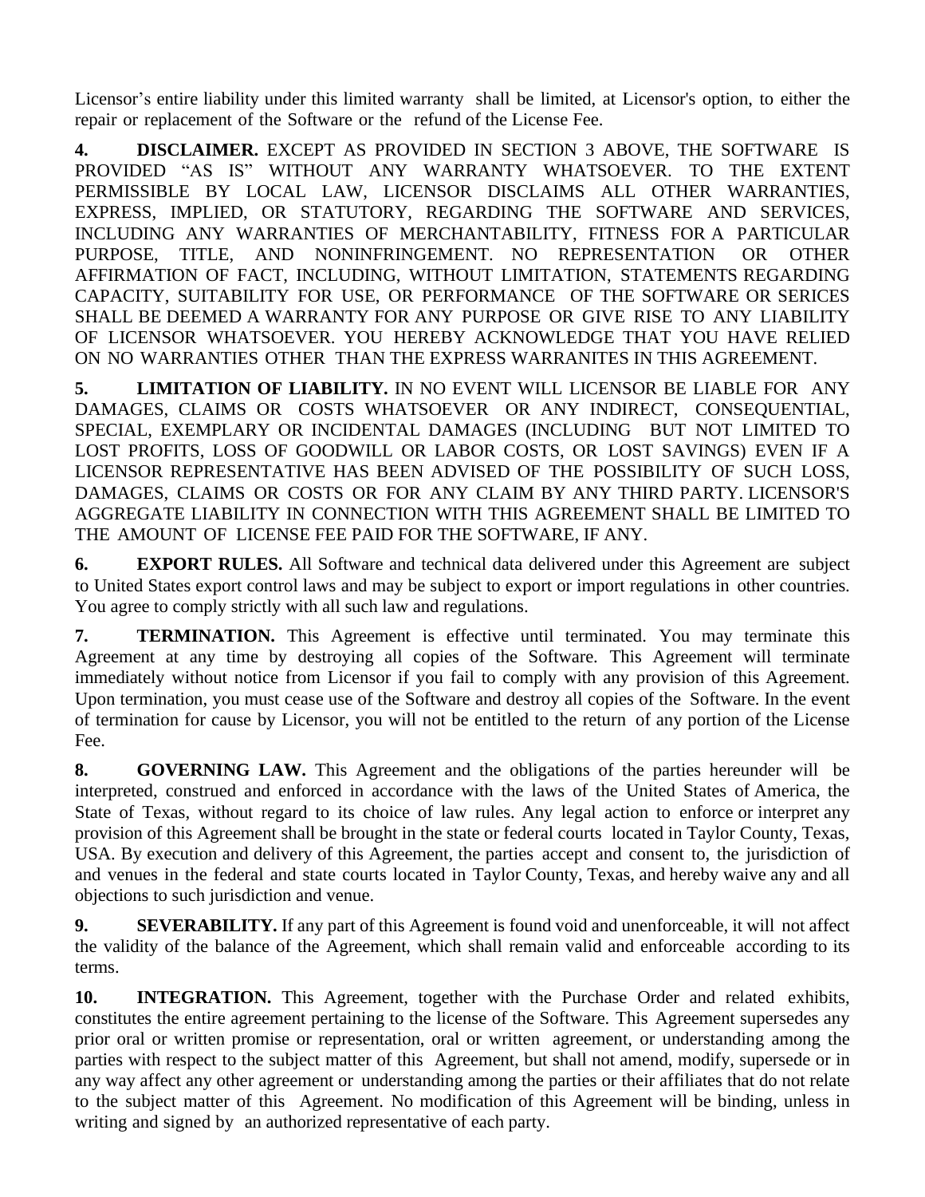Licensor's entire liability under this limited warranty shall be limited, at Licensor's option, to either the repair or replacement of the Software or the refund of the License Fee.

**4. DISCLAIMER.** EXCEPT AS PROVIDED IN SECTION 3 ABOVE, THE SOFTWARE IS PROVIDED "AS IS" WITHOUT ANY WARRANTY WHATSOEVER. TO THE EXTENT PERMISSIBLE BY LOCAL LAW, LICENSOR DISCLAIMS ALL OTHER WARRANTIES, EXPRESS, IMPLIED, OR STATUTORY, REGARDING THE SOFTWARE AND SERVICES, INCLUDING ANY WARRANTIES OF MERCHANTABILITY, FITNESS FOR A PARTICULAR PURPOSE, TITLE, AND NONINFRINGEMENT. NO REPRESENTATION OR OTHER AFFIRMATION OF FACT, INCLUDING, WITHOUT LIMITATION, STATEMENTS REGARDING CAPACITY, SUITABILITY FOR USE, OR PERFORMANCE OF THE SOFTWARE OR SERICES SHALL BE DEEMED A WARRANTY FOR ANY PURPOSE OR GIVE RISE TO ANY LIABILITY OF LICENSOR WHATSOEVER. YOU HEREBY ACKNOWLEDGE THAT YOU HAVE RELIED ON NO WARRANTIES OTHER THAN THE EXPRESS WARRANITES IN THIS AGREEMENT.

**5. LIMITATION OF LIABILITY.** IN NO EVENT WILL LICENSOR BE LIABLE FOR ANY DAMAGES, CLAIMS OR COSTS WHATSOEVER OR ANY INDIRECT, CONSEQUENTIAL, SPECIAL, EXEMPLARY OR INCIDENTAL DAMAGES (INCLUDING BUT NOT LIMITED TO LOST PROFITS, LOSS OF GOODWILL OR LABOR COSTS, OR LOST SAVINGS) EVEN IF A LICENSOR REPRESENTATIVE HAS BEEN ADVISED OF THE POSSIBILITY OF SUCH LOSS, DAMAGES, CLAIMS OR COSTS OR FOR ANY CLAIM BY ANY THIRD PARTY. LICENSOR'S AGGREGATE LIABILITY IN CONNECTION WITH THIS AGREEMENT SHALL BE LIMITED TO THE AMOUNT OF LICENSE FEE PAID FOR THE SOFTWARE, IF ANY.

**6. EXPORT RULES.** All Software and technical data delivered under this Agreement are subject to United States export control laws and may be subject to export or import regulations in other countries. You agree to comply strictly with all such law and regulations.

**7. TERMINATION.** This Agreement is effective until terminated. You may terminate this Agreement at any time by destroying all copies of the Software. This Agreement will terminate immediately without notice from Licensor if you fail to comply with any provision of this Agreement. Upon termination, you must cease use of the Software and destroy all copies of the Software. In the event of termination for cause by Licensor, you will not be entitled to the return of any portion of the License Fee.

**8. GOVERNING LAW.** This Agreement and the obligations of the parties hereunder will be interpreted, construed and enforced in accordance with the laws of the United States of America, the State of Texas, without regard to its choice of law rules. Any legal action to enforce or interpret any provision of this Agreement shall be brought in the state or federal courts located in Taylor County, Texas, USA. By execution and delivery of this Agreement, the parties accept and consent to, the jurisdiction of and venues in the federal and state courts located in Taylor County, Texas, and hereby waive any and all objections to such jurisdiction and venue.

**9. SEVERABILITY.** If any part of this Agreement is found void and unenforceable, it will not affect the validity of the balance of the Agreement, which shall remain valid and enforceable according to its terms.

**10. INTEGRATION.** This Agreement, together with the Purchase Order and related exhibits, constitutes the entire agreement pertaining to the license of the Software. This Agreement supersedes any prior oral or written promise or representation, oral or written agreement, or understanding among the parties with respect to the subject matter of this Agreement, but shall not amend, modify, supersede or in any way affect any other agreement or understanding among the parties or their affiliates that do not relate to the subject matter of this Agreement. No modification of this Agreement will be binding, unless in writing and signed by an authorized representative of each party.